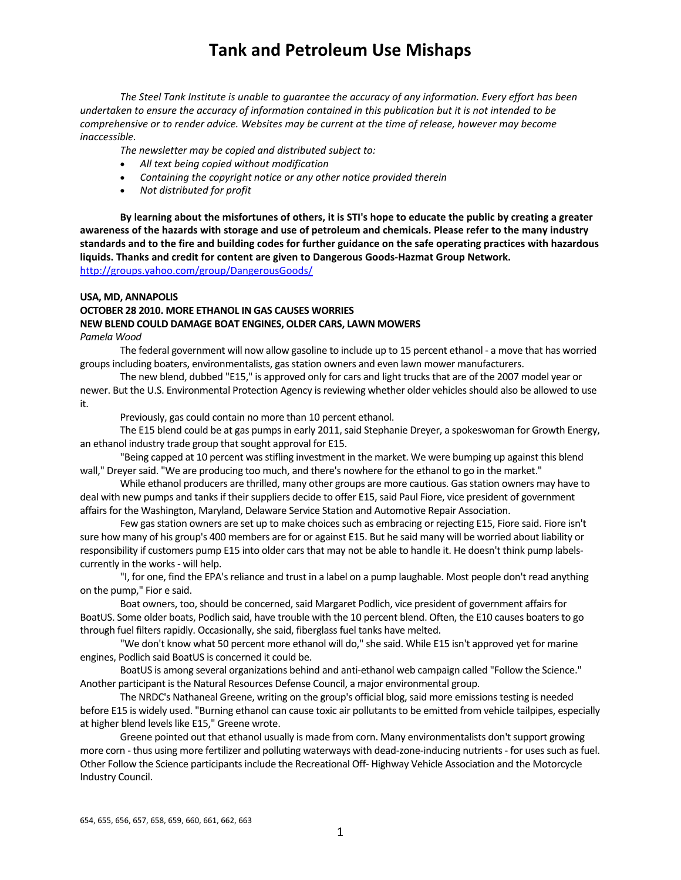# Tank and Petroleum Use Mishaps

*The Steel Tank Institute is unable to guarantee the accuracy of any information. Every effort has been undertaken to ensure the accuracy of information contained in this publication but it is not intended to be comprehensive or to render advice. Websites may be current at the time of release, however may become inaccessible.*

*The newsletter may be copied and distributed subject to:*

- *All text being copied without modification*
- *Containing the copyright notice or any other notice provided therein*
- *Not distributed for profit*

**By learning about the misfortunes of others, it is STI's hope to educate the public by creating a greater awareness of the hazards with storage and use of petroleum and chemicals. Please refer to the many industry standards and to the fire and building codes for further guidance on the safe operating practices with hazardous liquids. Thanks and credit for content are given to Dangerous Goods-Hazmat Group Network.**
http://groups.yahoo.com/group/DangerousGoods/

**USA, MD, ANNAPOLIS**
**OCTOBER 28 2010. MORE ETHANOL IN GAS CAUSES WORRIES**
**NEW BLEND COULD DAMAGE BOAT ENGINES, OLDER CARS, LAWN MOWERS**
*Pamela Wood*

The federal government will now allow gasoline to include up to 15 percent ethanol - a move that has worried groups including boaters, environmentalists, gas station owners and even lawn mower manufacturers.

The new blend, dubbed "E15," is approved only for cars and light trucks that are of the 2007 model year or newer. But the U.S. Environmental Protection Agency is reviewing whether older vehicles should also be allowed to use it.

Previously, gas could contain no more than 10 percent ethanol.

The E15 blend could be at gas pumps in early 2011, said Stephanie Dreyer, a spokeswoman for Growth Energy, an ethanol industry trade group that sought approval for E15.

"Being capped at 10 percent was stifling investment in the market. We were bumping up against this blend wall," Dreyer said. "We are producing too much, and there's nowhere for the ethanol to go in the market."

While ethanol producers are thrilled, many other groups are more cautious. Gas station owners may have to deal with new pumps and tanks if their suppliers decide to offer E15, said Paul Fiore, vice president of government affairs for the Washington, Maryland, Delaware Service Station and Automotive Repair Association.

Few gas station owners are set up to make choices such as embracing or rejecting E15, Fiore said. Fiore isn't sure how many of his group's 400 members are for or against E15. But he said many will be worried about liability or responsibility if customers pump E15 into older cars that may not be able to handle it. He doesn't think pump labels- currently in the works - will help.

"I, for one, find the EPA's reliance and trust in a label on a pump laughable. Most people don't read anything on the pump," Fior e said.

Boat owners, too, should be concerned, said Margaret Podlich, vice president of government affairs for BoatUS. Some older boats, Podlich said, have trouble with the 10 percent blend. Often, the E10 causes boaters to go through fuel filters rapidly. Occasionally, she said, fiberglass fuel tanks have melted.

"We don't know what 50 percent more ethanol will do," she said. While E15 isn't approved yet for marine engines, Podlich said BoatUS is concerned it could be.

BoatUS is among several organizations behind and anti-ethanol web campaign called "Follow the Science." Another participant is the Natural Resources Defense Council, a major environmental group.

The NRDC's Nathaneal Greene, writing on the group's official blog, said more emissions testing is needed before E15 is widely used. "Burning ethanol can cause toxic air pollutants to be emitted from vehicle tailpipes, especially at higher blend levels like E15," Greene wrote.

Greene pointed out that ethanol usually is made from corn. Many environmentalists don't support growing more corn - thus using more fertilizer and polluting waterways with dead-zone-inducing nutrients - for uses such as fuel. Other Follow the Science participants include the Recreational Off- Highway Vehicle Association and the Motorcycle Industry Council.

654, 655, 656, 657, 658, 659, 660, 661, 662, 663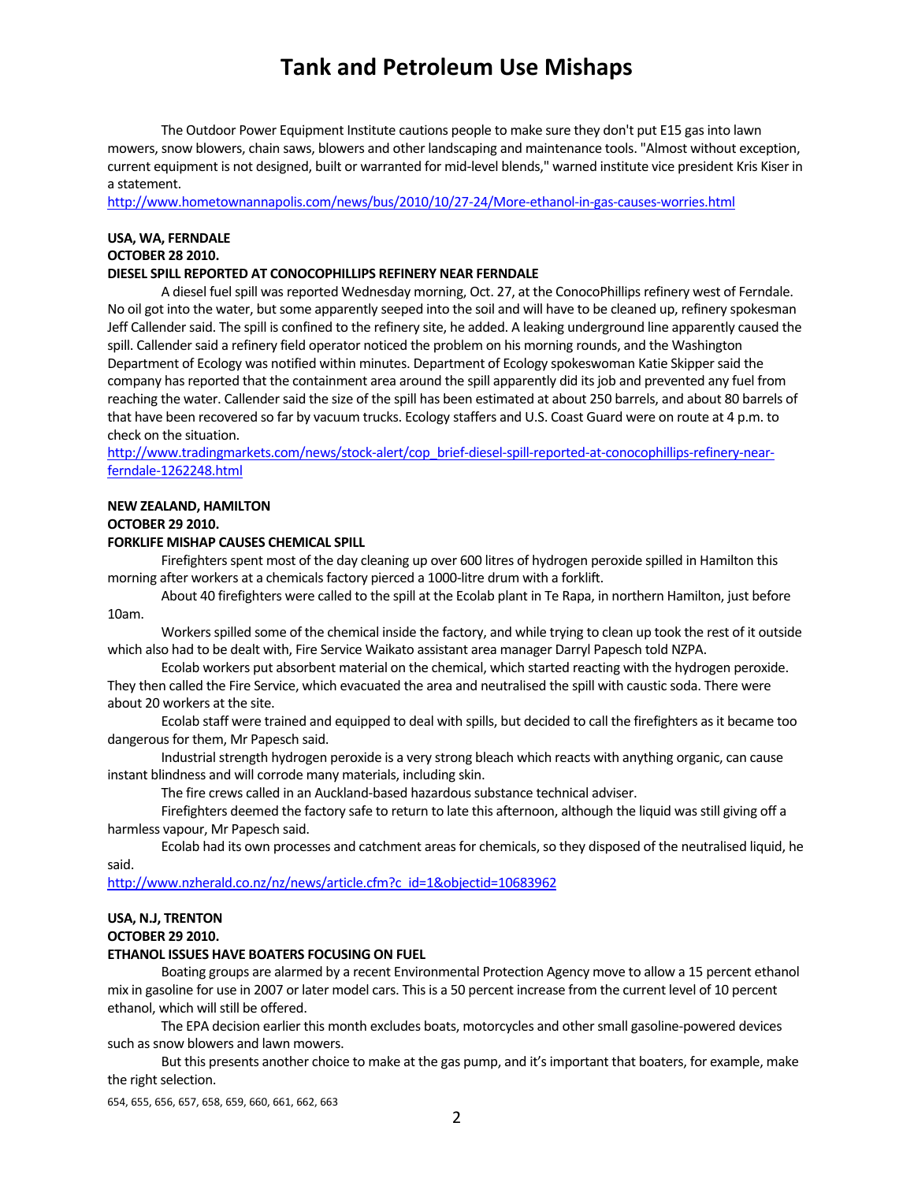The Outdoor Power Equipment Institute cautions people to make sure they don't put E15 gas into lawn mowers, snow blowers, chain saws, blowers and other landscaping and maintenance tools. "Almost without exception, current equipment is not designed, built or warranted for mid-level blends," warned institute vice president Kris Kiser in a statement.

http://www.hometownannapolis.com/news/bus/2010/10/27-24/More-ethanol-in-gas-causes-worries.html

**USA, WA, FERNDALE**
**OCTOBER 28 2010.**
**DIESEL SPILL REPORTED AT CONOCOPHILLIPS REFINERY NEAR FERNDALE**

A diesel fuel spill was reported Wednesday morning, Oct. 27, at the ConocoPhillips refinery west of Ferndale. No oil got into the water, but some apparently seeped into the soil and will have to be cleaned up, refinery spokesman Jeff Callender said. The spill is confined to the refinery site, he added. A leaking underground line apparently caused the spill. Callender said a refinery field operator noticed the problem on his morning rounds, and the Washington Department of Ecology was notified within minutes. Department of Ecology spokeswoman Katie Skipper said the company has reported that the containment area around the spill apparently did its job and prevented any fuel from reaching the water. Callender said the size of the spill has been estimated at about 250 barrels, and about 80 barrels of that have been recovered so far by vacuum trucks. Ecology staffers and U.S. Coast Guard were on route at 4 p.m. to check on the situation.

http://www.tradingmarkets.com/news/stock-alert/cop_brief-diesel-spill-reported-at-conocophillips-refinery-near-ferndale-1262248.html

**NEW ZEALAND, HAMILTON**
**OCTOBER 29 2010.**
**FORKLIFE MISHAP CAUSES CHEMICAL SPILL**

Firefighters spent most of the day cleaning up over 600 litres of hydrogen peroxide spilled in Hamilton this morning after workers at a chemicals factory pierced a 1000-litre drum with a forklift.

About 40 firefighters were called to the spill at the Ecolab plant in Te Rapa, in northern Hamilton, just before 10am.

Workers spilled some of the chemical inside the factory, and while trying to clean up took the rest of it outside which also had to be dealt with, Fire Service Waikato assistant area manager Darryl Papesch told NZPA.

Ecolab workers put absorbent material on the chemical, which started reacting with the hydrogen peroxide. They then called the Fire Service, which evacuated the area and neutralised the spill with caustic soda. There were about 20 workers at the site.

Ecolab staff were trained and equipped to deal with spills, but decided to call the firefighters as it became too dangerous for them, Mr Papesch said.

Industrial strength hydrogen peroxide is a very strong bleach which reacts with anything organic, can cause instant blindness and will corrode many materials, including skin.

The fire crews called in an Auckland-based hazardous substance technical adviser.

Firefighters deemed the factory safe to return to late this afternoon, although the liquid was still giving off a harmless vapour, Mr Papesch said.

Ecolab had its own processes and catchment areas for chemicals, so they disposed of the neutralised liquid, he said.

http://www.nzherald.co.nz/nz/news/article.cfm?c_id=1&objectid=10683962

**USA, N.J, TRENTON**
**OCTOBER 29 2010.**
**ETHANOL ISSUES HAVE BOATERS FOCUSING ON FUEL**

Boating groups are alarmed by a recent Environmental Protection Agency move to allow a 15 percent ethanol mix in gasoline for use in 2007 or later model cars. This is a 50 percent increase from the current level of 10 percent ethanol, which will still be offered.

The EPA decision earlier this month excludes boats, motorcycles and other small gasoline-powered devices such as snow blowers and lawn mowers.

But this presents another choice to make at the gas pump, and it's important that boaters, for example, make the right selection.

654, 655, 656, 657, 658, 659, 660, 661, 662, 663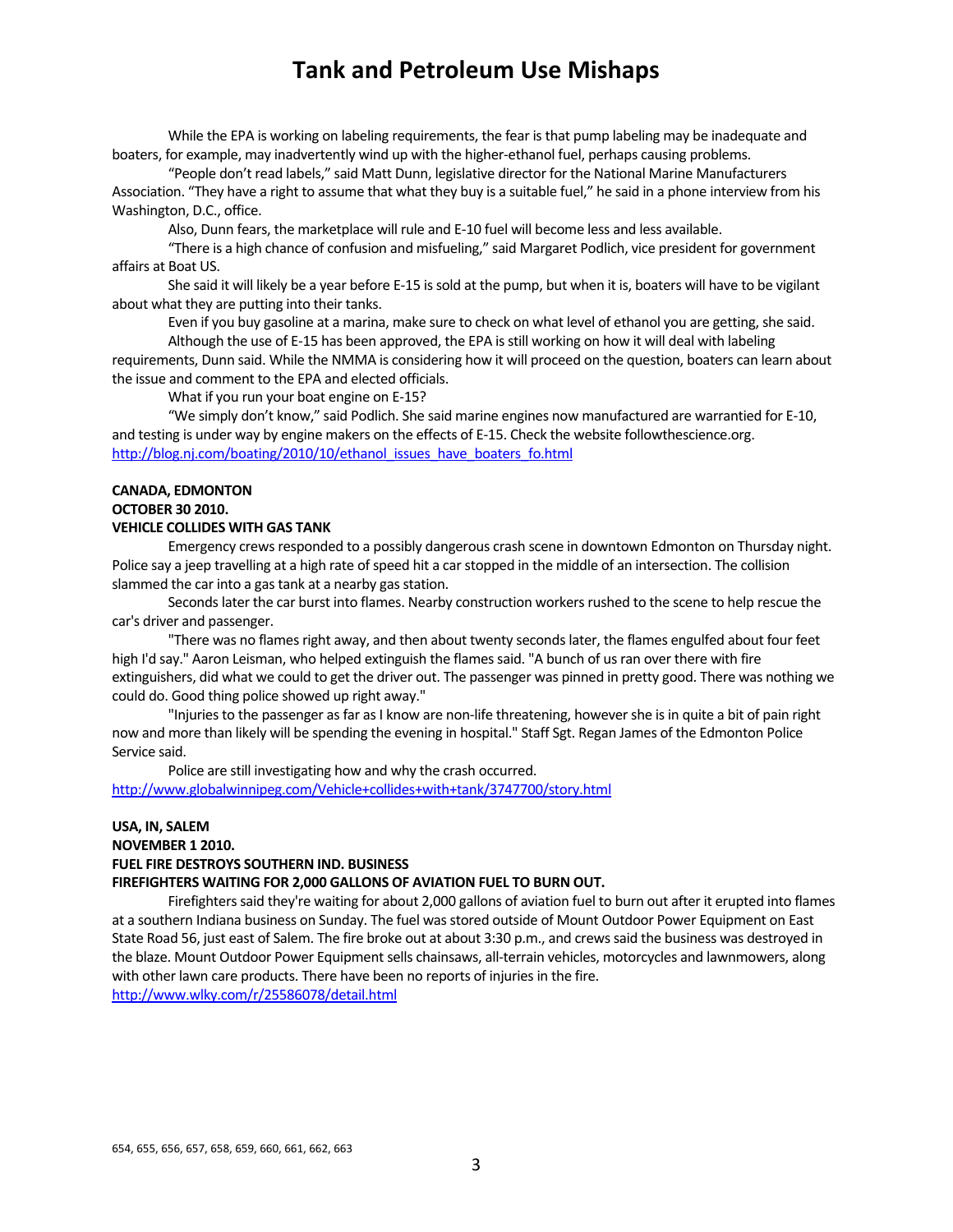While the EPA is working on labeling requirements, the fear is that pump labeling may be inadequate and boaters, for example, may inadvertently wind up with the higher-ethanol fuel, perhaps causing problems.

"People don't read labels," said Matt Dunn, legislative director for the National Marine Manufacturers Association. "They have a right to assume that what they buy is a suitable fuel," he said in a phone interview from his Washington, D.C., office.

Also, Dunn fears, the marketplace will rule and E-10 fuel will become less and less available.

"There is a high chance of confusion and misfueling," said Margaret Podlich, vice president for government affairs at Boat US.

She said it will likely be a year before E-15 is sold at the pump, but when it is, boaters will have to be vigilant about what they are putting into their tanks.

Even if you buy gasoline at a marina, make sure to check on what level of ethanol you are getting, she said.

Although the use of E-15 has been approved, the EPA is still working on how it will deal with labeling requirements, Dunn said. While the NMMA is considering how it will proceed on the question, boaters can learn about the issue and comment to the EPA and elected officials.

What if you run your boat engine on E-15?

"We simply don't know," said Podlich. She said marine engines now manufactured are warrantied for E-10, and testing is under way by engine makers on the effects of E-15. Check the website followthescience.org.
http://blog.nj.com/boating/2010/10/ethanol_issues_have_boaters_fo.html

**CANADA, EDMONTON**
**OCTOBER 30 2010.**
**VEHICLE COLLIDES WITH GAS TANK**

Emergency crews responded to a possibly dangerous crash scene in downtown Edmonton on Thursday night. Police say a jeep travelling at a high rate of speed hit a car stopped in the middle of an intersection. The collision slammed the car into a gas tank at a nearby gas station.

Seconds later the car burst into flames. Nearby construction workers rushed to the scene to help rescue the car's driver and passenger.

"There was no flames right away, and then about twenty seconds later, the flames engulfed about four feet high I'd say." Aaron Leisman, who helped extinguish the flames said. "A bunch of us ran over there with fire extinguishers, did what we could to get the driver out. The passenger was pinned in pretty good. There was nothing we could do. Good thing police showed up right away."

"Injuries to the passenger as far as I know are non-life threatening, however she is in quite a bit of pain right now and more than likely will be spending the evening in hospital." Staff Sgt. Regan James of the Edmonton Police Service said.

Police are still investigating how and why the crash occurred.
http://www.globalwinnipeg.com/Vehicle+collides+with+tank/3747700/story.html

**USA, IN, SALEM**
**NOVEMBER 1 2010.**
**FUEL FIRE DESTROYS SOUTHERN IND. BUSINESS**
**FIREFIGHTERS WAITING FOR 2,000 GALLONS OF AVIATION FUEL TO BURN OUT.**

Firefighters said they're waiting for about 2,000 gallons of aviation fuel to burn out after it erupted into flames at a southern Indiana business on Sunday. The fuel was stored outside of Mount Outdoor Power Equipment on East State Road 56, just east of Salem. The fire broke out at about 3:30 p.m., and crews said the business was destroyed in the blaze. Mount Outdoor Power Equipment sells chainsaws, all-terrain vehicles, motorcycles and lawnmowers, along with other lawn care products. There have been no reports of injuries in the fire.
http://www.wlky.com/r/25586078/detail.html

654, 655, 656, 657, 658, 659, 660, 661, 662, 663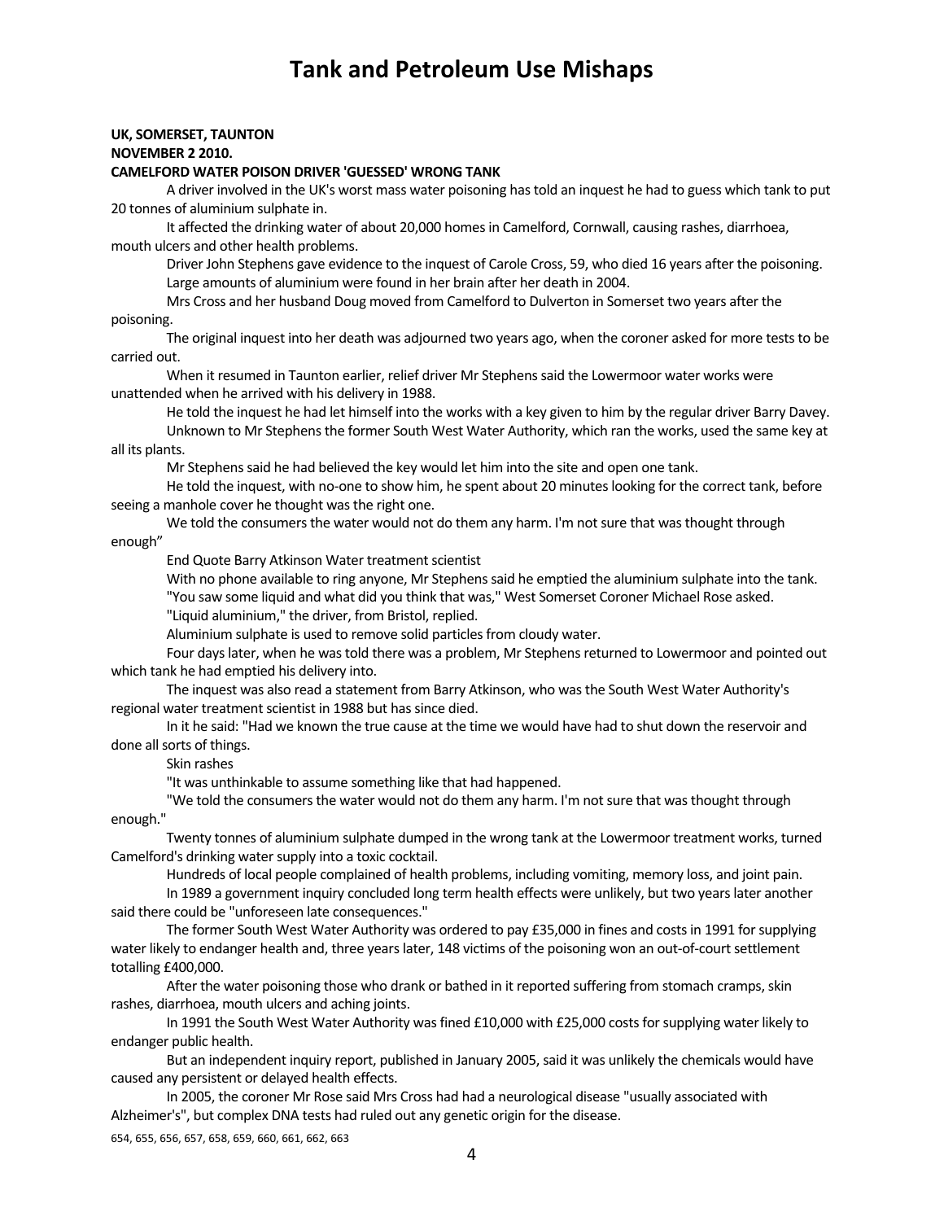# Tank and Petroleum Use Mishaps

**UK, SOMERSET, TAUNTON**
**NOVEMBER 2 2010.**
**CAMELFORD WATER POISON DRIVER 'GUESSED' WRONG TANK**

A driver involved in the UK's worst mass water poisoning has told an inquest he had to guess which tank to put 20 tonnes of aluminium sulphate in.

It affected the drinking water of about 20,000 homes in Camelford, Cornwall, causing rashes, diarrhoea, mouth ulcers and other health problems.

Driver John Stephens gave evidence to the inquest of Carole Cross, 59, who died 16 years after the poisoning.

Large amounts of aluminium were found in her brain after her death in 2004.

Mrs Cross and her husband Doug moved from Camelford to Dulverton in Somerset two years after the poisoning.

The original inquest into her death was adjourned two years ago, when the coroner asked for more tests to be carried out.

When it resumed in Taunton earlier, relief driver Mr Stephens said the Lowermoor water works were unattended when he arrived with his delivery in 1988.

He told the inquest he had let himself into the works with a key given to him by the regular driver Barry Davey.

Unknown to Mr Stephens the former South West Water Authority, which ran the works, used the same key at all its plants.

Mr Stephens said he had believed the key would let him into the site and open one tank.

He told the inquest, with no-one to show him, he spent about 20 minutes looking for the correct tank, before seeing a manhole cover he thought was the right one.

We told the consumers the water would not do them any harm. I'm not sure that was thought through enough"

End Quote Barry Atkinson Water treatment scientist

With no phone available to ring anyone, Mr Stephens said he emptied the aluminium sulphate into the tank.

"You saw some liquid and what did you think that was," West Somerset Coroner Michael Rose asked.

"Liquid aluminium," the driver, from Bristol, replied.

Aluminium sulphate is used to remove solid particles from cloudy water.

Four days later, when he was told there was a problem, Mr Stephens returned to Lowermoor and pointed out which tank he had emptied his delivery into.

The inquest was also read a statement from Barry Atkinson, who was the South West Water Authority's regional water treatment scientist in 1988 but has since died.

In it he said: "Had we known the true cause at the time we would have had to shut down the reservoir and done all sorts of things.

Skin rashes

"It was unthinkable to assume something like that had happened.

"We told the consumers the water would not do them any harm. I'm not sure that was thought through enough."

Twenty tonnes of aluminium sulphate dumped in the wrong tank at the Lowermoor treatment works, turned Camelford's drinking water supply into a toxic cocktail.

Hundreds of local people complained of health problems, including vomiting, memory loss, and joint pain.

In 1989 a government inquiry concluded long term health effects were unlikely, but two years later another said there could be "unforeseen late consequences."

The former South West Water Authority was ordered to pay £35,000 in fines and costs in 1991 for supplying water likely to endanger health and, three years later, 148 victims of the poisoning won an out-of-court settlement totalling £400,000.

After the water poisoning those who drank or bathed in it reported suffering from stomach cramps, skin rashes, diarrhoea, mouth ulcers and aching joints.

In 1991 the South West Water Authority was fined £10,000 with £25,000 costs for supplying water likely to endanger public health.

But an independent inquiry report, published in January 2005, said it was unlikely the chemicals would have caused any persistent or delayed health effects.

In 2005, the coroner Mr Rose said Mrs Cross had had a neurological disease "usually associated with Alzheimer's", but complex DNA tests had ruled out any genetic origin for the disease.

654, 655, 656, 657, 658, 659, 660, 661, 662, 663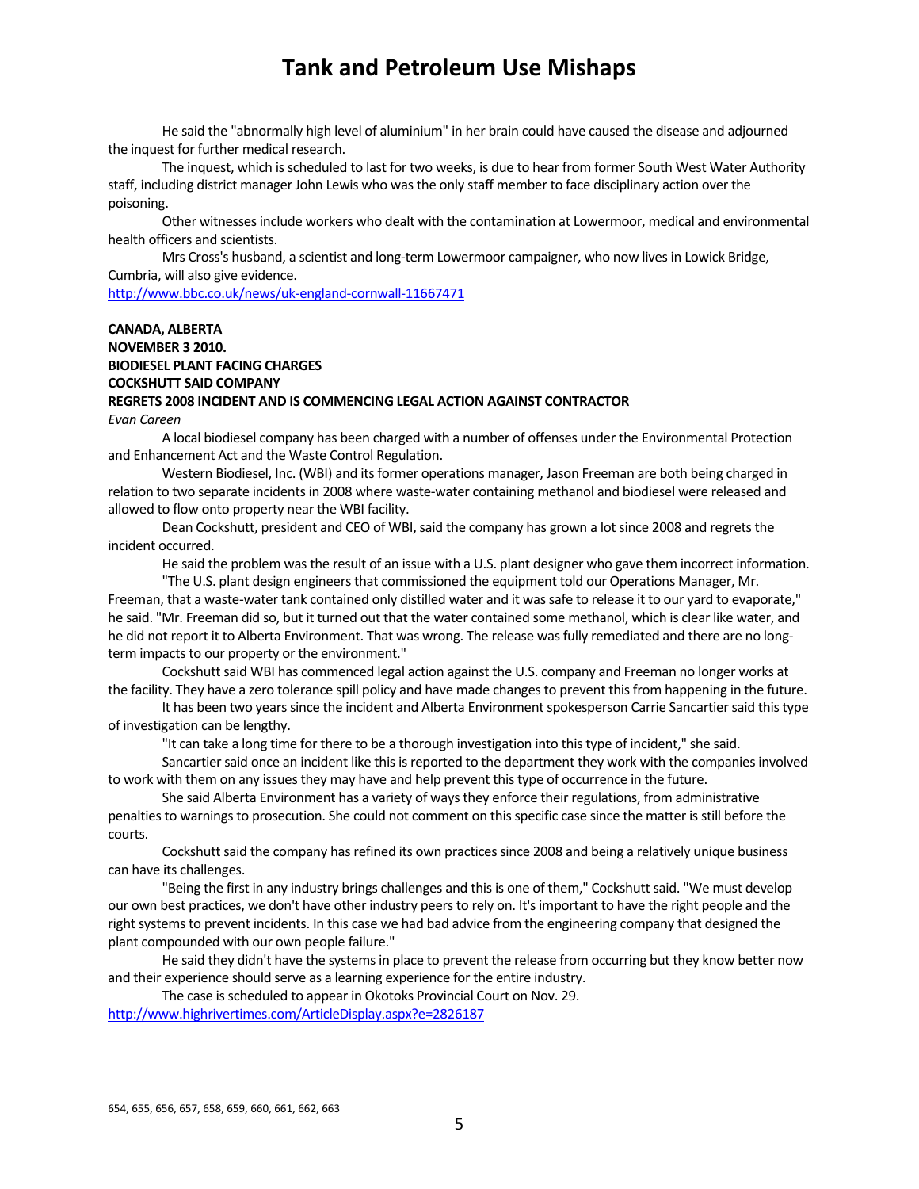He said the "abnormally high level of aluminium" in her brain could have caused the disease and adjourned the inquest for further medical research.

The inquest, which is scheduled to last for two weeks, is due to hear from former South West Water Authority staff, including district manager John Lewis who was the only staff member to face disciplinary action over the poisoning.

Other witnesses include workers who dealt with the contamination at Lowermoor, medical and environmental health officers and scientists.

Mrs Cross's husband, a scientist and long-term Lowermoor campaigner, who now lives in Lowick Bridge, Cumbria, will also give evidence.

http://www.bbc.co.uk/news/uk-england-cornwall-11667471

**CANADA, ALBERTA**
**NOVEMBER 3 2010.**
**BIODIESEL PLANT FACING CHARGES**
**COCKSHUTT SAID COMPANY**
**REGRETS 2008 INCIDENT AND IS COMMENCING LEGAL ACTION AGAINST CONTRACTOR**

*Evan Careen*

A local biodiesel company has been charged with a number of offenses under the Environmental Protection and Enhancement Act and the Waste Control Regulation.

Western Biodiesel, Inc. (WBI) and its former operations manager, Jason Freeman are both being charged in relation to two separate incidents in 2008 where waste-water containing methanol and biodiesel were released and allowed to flow onto property near the WBI facility.

Dean Cockshutt, president and CEO of WBI, said the company has grown a lot since 2008 and regrets the incident occurred.

He said the problem was the result of an issue with a U.S. plant designer who gave them incorrect information.

"The U.S. plant design engineers that commissioned the equipment told our Operations Manager, Mr. Freeman, that a waste-water tank contained only distilled water and it was safe to release it to our yard to evaporate," he said. "Mr. Freeman did so, but it turned out that the water contained some methanol, which is clear like water, and he did not report it to Alberta Environment. That was wrong. The release was fully remediated and there are no long-term impacts to our property or the environment."

Cockshutt said WBI has commenced legal action against the U.S. company and Freeman no longer works at the facility. They have a zero tolerance spill policy and have made changes to prevent this from happening in the future.

It has been two years since the incident and Alberta Environment spokesperson Carrie Sancartier said this type of investigation can be lengthy.

"It can take a long time for there to be a thorough investigation into this type of incident," she said.

Sancartier said once an incident like this is reported to the department they work with the companies involved to work with them on any issues they may have and help prevent this type of occurrence in the future.

She said Alberta Environment has a variety of ways they enforce their regulations, from administrative penalties to warnings to prosecution. She could not comment on this specific case since the matter is still before the courts.

Cockshutt said the company has refined its own practices since 2008 and being a relatively unique business can have its challenges.

"Being the first in any industry brings challenges and this is one of them," Cockshutt said. "We must develop our own best practices, we don't have other industry peers to rely on. It's important to have the right people and the right systems to prevent incidents. In this case we had bad advice from the engineering company that designed the plant compounded with our own people failure."

He said they didn't have the systems in place to prevent the release from occurring but they know better now and their experience should serve as a learning experience for the entire industry.

The case is scheduled to appear in Okotoks Provincial Court on Nov. 29.

http://www.highrivertimes.com/ArticleDisplay.aspx?e=2826187

654, 655, 656, 657, 658, 659, 660, 661, 662, 663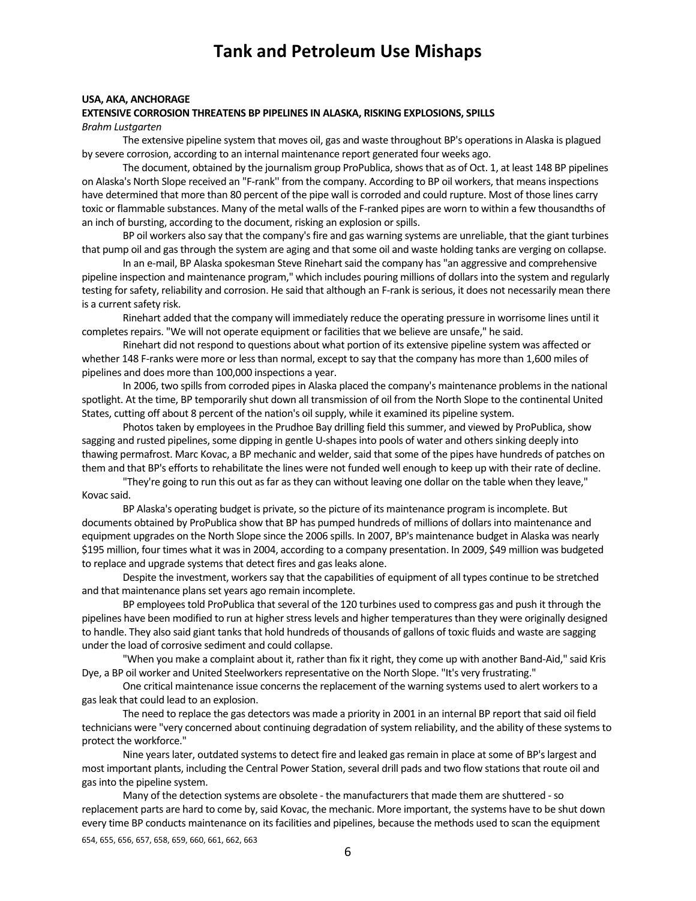# Tank and Petroleum Use Mishaps

**USA, AKA, ANCHORAGE**

**EXTENSIVE CORROSION THREATENS BP PIPELINES IN ALASKA, RISKING EXPLOSIONS, SPILLS**

*Brahm Lustgarten*

The extensive pipeline system that moves oil, gas and waste throughout BP's operations in Alaska is plagued by severe corrosion, according to an internal maintenance report generated four weeks ago.

The document, obtained by the journalism group ProPublica, shows that as of Oct. 1, at least 148 BP pipelines on Alaska's North Slope received an "F-rank" from the company. According to BP oil workers, that means inspections have determined that more than 80 percent of the pipe wall is corroded and could rupture. Most of those lines carry toxic or flammable substances. Many of the metal walls of the F-ranked pipes are worn to within a few thousandths of an inch of bursting, according to the document, risking an explosion or spills.

BP oil workers also say that the company's fire and gas warning systems are unreliable, that the giant turbines that pump oil and gas through the system are aging and that some oil and waste holding tanks are verging on collapse.

In an e-mail, BP Alaska spokesman Steve Rinehart said the company has "an aggressive and comprehensive pipeline inspection and maintenance program," which includes pouring millions of dollars into the system and regularly testing for safety, reliability and corrosion. He said that although an F-rank is serious, it does not necessarily mean there is a current safety risk.

Rinehart added that the company will immediately reduce the operating pressure in worrisome lines until it completes repairs. "We will not operate equipment or facilities that we believe are unsafe," he said.

Rinehart did not respond to questions about what portion of its extensive pipeline system was affected or whether 148 F-ranks were more or less than normal, except to say that the company has more than 1,600 miles of pipelines and does more than 100,000 inspections a year.

In 2006, two spills from corroded pipes in Alaska placed the company's maintenance problems in the national spotlight. At the time, BP temporarily shut down all transmission of oil from the North Slope to the continental United States, cutting off about 8 percent of the nation's oil supply, while it examined its pipeline system.

Photos taken by employees in the Prudhoe Bay drilling field this summer, and viewed by ProPublica, show sagging and rusted pipelines, some dipping in gentle U-shapes into pools of water and others sinking deeply into thawing permafrost. Marc Kovac, a BP mechanic and welder, said that some of the pipes have hundreds of patches on them and that BP's efforts to rehabilitate the lines were not funded well enough to keep up with their rate of decline.

"They're going to run this out as far as they can without leaving one dollar on the table when they leave," Kovac said.

BP Alaska's operating budget is private, so the picture of its maintenance program is incomplete. But documents obtained by ProPublica show that BP has pumped hundreds of millions of dollars into maintenance and equipment upgrades on the North Slope since the 2006 spills. In 2007, BP's maintenance budget in Alaska was nearly \$195 million, four times what it was in 2004, according to a company presentation. In 2009, \$49 million was budgeted to replace and upgrade systems that detect fires and gas leaks alone.

Despite the investment, workers say that the capabilities of equipment of all types continue to be stretched and that maintenance plans set years ago remain incomplete.

BP employees told ProPublica that several of the 120 turbines used to compress gas and push it through the pipelines have been modified to run at higher stress levels and higher temperatures than they were originally designed to handle. They also said giant tanks that hold hundreds of thousands of gallons of toxic fluids and waste are sagging under the load of corrosive sediment and could collapse.

"When you make a complaint about it, rather than fix it right, they come up with another Band-Aid," said Kris Dye, a BP oil worker and United Steelworkers representative on the North Slope. "It's very frustrating."

One critical maintenance issue concerns the replacement of the warning systems used to alert workers to a gas leak that could lead to an explosion.

The need to replace the gas detectors was made a priority in 2001 in an internal BP report that said oil field technicians were "very concerned about continuing degradation of system reliability, and the ability of these systems to protect the workforce."

Nine years later, outdated systems to detect fire and leaked gas remain in place at some of BP's largest and most important plants, including the Central Power Station, several drill pads and two flow stations that route oil and gas into the pipeline system.

Many of the detection systems are obsolete - the manufacturers that made them are shuttered - so replacement parts are hard to come by, said Kovac, the mechanic. More important, the systems have to be shut down every time BP conducts maintenance on its facilities and pipelines, because the methods used to scan the equipment

654, 655, 656, 657, 658, 659, 660, 661, 662, 663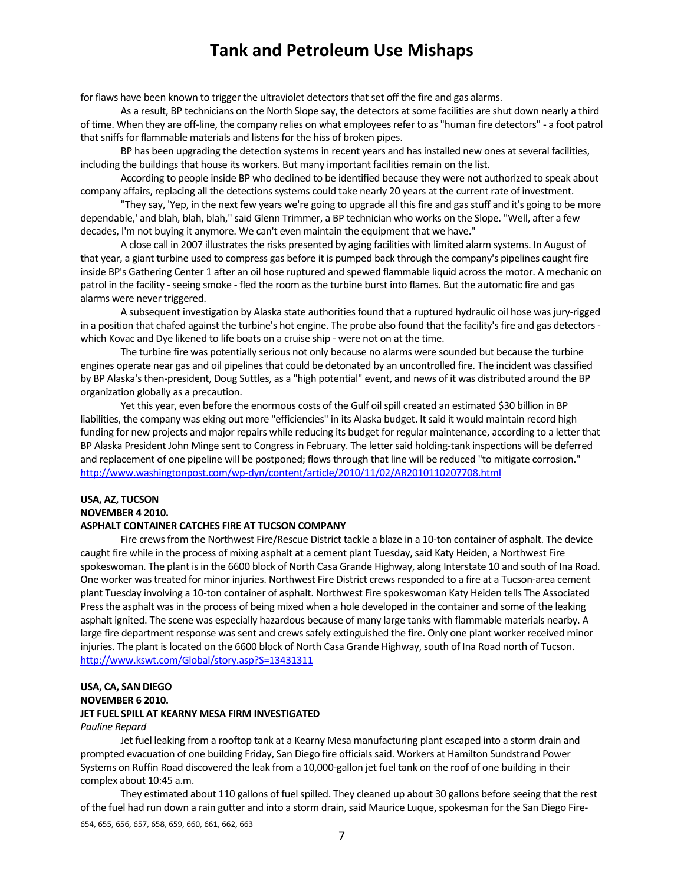for flaws have been known to trigger the ultraviolet detectors that set off the fire and gas alarms.

As a result, BP technicians on the North Slope say, the detectors at some facilities are shut down nearly a third of time. When they are off-line, the company relies on what employees refer to as "human fire detectors" - a foot patrol that sniffs for flammable materials and listens for the hiss of broken pipes.

BP has been upgrading the detection systems in recent years and has installed new ones at several facilities, including the buildings that house its workers. But many important facilities remain on the list.

According to people inside BP who declined to be identified because they were not authorized to speak about company affairs, replacing all the detections systems could take nearly 20 years at the current rate of investment.

"They say, 'Yep, in the next few years we're going to upgrade all this fire and gas stuff and it's going to be more dependable,' and blah, blah, blah," said Glenn Trimmer, a BP technician who works on the Slope. "Well, after a few decades, I'm not buying it anymore. We can't even maintain the equipment that we have."

A close call in 2007 illustrates the risks presented by aging facilities with limited alarm systems. In August of that year, a giant turbine used to compress gas before it is pumped back through the company's pipelines caught fire inside BP's Gathering Center 1 after an oil hose ruptured and spewed flammable liquid across the motor. A mechanic on patrol in the facility - seeing smoke - fled the room as the turbine burst into flames. But the automatic fire and gas alarms were never triggered.

A subsequent investigation by Alaska state authorities found that a ruptured hydraulic oil hose was jury-rigged in a position that chafed against the turbine's hot engine. The probe also found that the facility's fire and gas detectors - which Kovac and Dye likened to life boats on a cruise ship - were not on at the time.

The turbine fire was potentially serious not only because no alarms were sounded but because the turbine engines operate near gas and oil pipelines that could be detonated by an uncontrolled fire. The incident was classified by BP Alaska's then-president, Doug Suttles, as a "high potential" event, and news of it was distributed around the BP organization globally as a precaution.

Yet this year, even before the enormous costs of the Gulf oil spill created an estimated $30 billion in BP liabilities, the company was eking out more "efficiencies" in its Alaska budget. It said it would maintain record high funding for new projects and major repairs while reducing its budget for regular maintenance, according to a letter that BP Alaska President John Minge sent to Congress in February. The letter said holding-tank inspections will be deferred and replacement of one pipeline will be postponed; flows through that line will be reduced "to mitigate corrosion."
http://www.washingtonpost.com/wp-dyn/content/article/2010/11/02/AR2010110207708.html

**USA, AZ, TUCSON**
**NOVEMBER 4 2010.**
**ASPHALT CONTAINER CATCHES FIRE AT TUCSON COMPANY**

Fire crews from the Northwest Fire/Rescue District tackle a blaze in a 10-ton container of asphalt. The device caught fire while in the process of mixing asphalt at a cement plant Tuesday, said Katy Heiden, a Northwest Fire spokeswoman. The plant is in the 6600 block of North Casa Grande Highway, along Interstate 10 and south of Ina Road. One worker was treated for minor injuries. Northwest Fire District crews responded to a fire at a Tucson-area cement plant Tuesday involving a 10-ton container of asphalt. Northwest Fire spokeswoman Katy Heiden tells The Associated Press the asphalt was in the process of being mixed when a hole developed in the container and some of the leaking asphalt ignited. The scene was especially hazardous because of many large tanks with flammable materials nearby. A large fire department response was sent and crews safely extinguished the fire. Only one plant worker received minor injuries. The plant is located on the 6600 block of North Casa Grande Highway, south of Ina Road north of Tucson.
http://www.kswt.com/Global/story.asp?S=13431311

**USA, CA, SAN DIEGO**
**NOVEMBER 6 2010.**
**JET FUEL SPILL AT KEARNY MESA FIRM INVESTIGATED**
*Pauline Repard*

Jet fuel leaking from a rooftop tank at a Kearny Mesa manufacturing plant escaped into a storm drain and prompted evacuation of one building Friday, San Diego fire officials said. Workers at Hamilton Sundstrand Power Systems on Ruffin Road discovered the leak from a 10,000-gallon jet fuel tank on the roof of one building in their complex about 10:45 a.m.

They estimated about 110 gallons of fuel spilled. They cleaned up about 30 gallons before seeing that the rest of the fuel had run down a rain gutter and into a storm drain, said Maurice Luque, spokesman for the San Diego Fire-

654, 655, 656, 657, 658, 659, 660, 661, 662, 663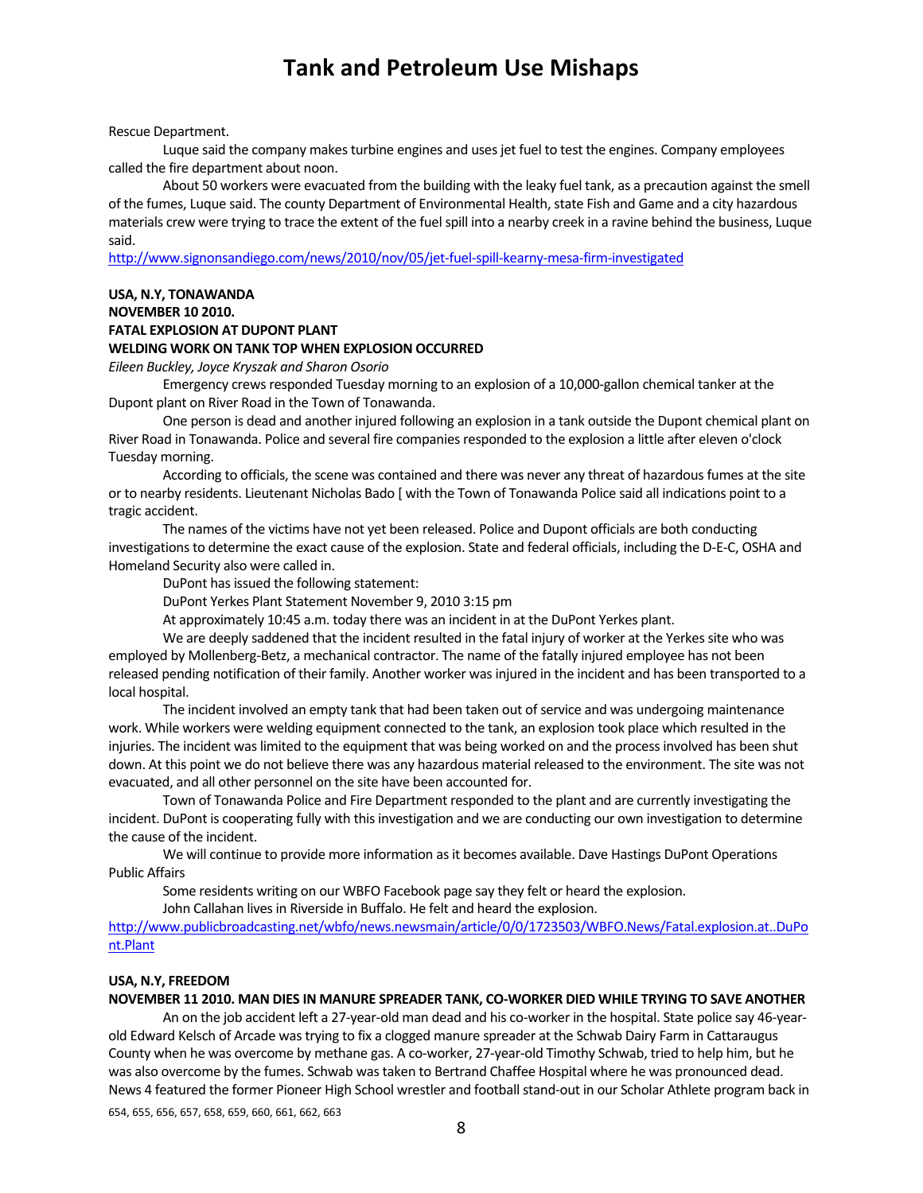Rescue Department.

Luque said the company makes turbine engines and uses jet fuel to test the engines. Company employees called the fire department about noon.

About 50 workers were evacuated from the building with the leaky fuel tank, as a precaution against the smell of the fumes, Luque said. The county Department of Environmental Health, state Fish and Game and a city hazardous materials crew were trying to trace the extent of the fuel spill into a nearby creek in a ravine behind the business, Luque said.

http://www.signonsandiego.com/news/2010/nov/05/jet-fuel-spill-kearny-mesa-firm-investigated

**USA, N.Y, TONAWANDA**
**NOVEMBER 10 2010.**
**FATAL EXPLOSION AT DUPONT PLANT**
**WELDING WORK ON TANK TOP WHEN EXPLOSION OCCURRED**

*Eileen Buckley, Joyce Kryszak and Sharon Osorio*

Emergency crews responded Tuesday morning to an explosion of a 10,000-gallon chemical tanker at the Dupont plant on River Road in the Town of Tonawanda.

One person is dead and another injured following an explosion in a tank outside the Dupont chemical plant on River Road in Tonawanda. Police and several fire companies responded to the explosion a little after eleven o'clock Tuesday morning.

According to officials, the scene was contained and there was never any threat of hazardous fumes at the site or to nearby residents. Lieutenant Nicholas Bado [ with the Town of Tonawanda Police said all indications point to a tragic accident.

The names of the victims have not yet been released. Police and Dupont officials are both conducting investigations to determine the exact cause of the explosion. State and federal officials, including the D-E-C, OSHA and Homeland Security also were called in.

DuPont has issued the following statement:

DuPont Yerkes Plant Statement November 9, 2010 3:15 pm

At approximately 10:45 a.m. today there was an incident in at the DuPont Yerkes plant.

We are deeply saddened that the incident resulted in the fatal injury of worker at the Yerkes site who was employed by Mollenberg-Betz, a mechanical contractor. The name of the fatally injured employee has not been released pending notification of their family. Another worker was injured in the incident and has been transported to a local hospital.

The incident involved an empty tank that had been taken out of service and was undergoing maintenance work. While workers were welding equipment connected to the tank, an explosion took place which resulted in the injuries. The incident was limited to the equipment that was being worked on and the process involved has been shut down. At this point we do not believe there was any hazardous material released to the environment. The site was not evacuated, and all other personnel on the site have been accounted for.

Town of Tonawanda Police and Fire Department responded to the plant and are currently investigating the incident. DuPont is cooperating fully with this investigation and we are conducting our own investigation to determine the cause of the incident.

We will continue to provide more information as it becomes available. Dave Hastings DuPont Operations Public Affairs

Some residents writing on our WBFO Facebook page say they felt or heard the explosion.

John Callahan lives in Riverside in Buffalo. He felt and heard the explosion.

http://www.publicbroadcasting.net/wbfo/news.newsmain/article/0/0/1723503/WBFO.News/Fatal.explosion.at..DuPont.Plant

**USA, N.Y, FREEDOM**
**NOVEMBER 11 2010. MAN DIES IN MANURE SPREADER TANK, CO-WORKER DIED WHILE TRYING TO SAVE ANOTHER**

An on the job accident left a 27-year-old man dead and his co-worker in the hospital. State police say 46-year-old Edward Kelsch of Arcade was trying to fix a clogged manure spreader at the Schwab Dairy Farm in Cattaraugus County when he was overcome by methane gas. A co-worker, 27-year-old Timothy Schwab, tried to help him, but he was also overcome by the fumes. Schwab was taken to Bertrand Chaffee Hospital where he was pronounced dead. News 4 featured the former Pioneer High School wrestler and football stand-out in our Scholar Athlete program back in

654, 655, 656, 657, 658, 659, 660, 661, 662, 663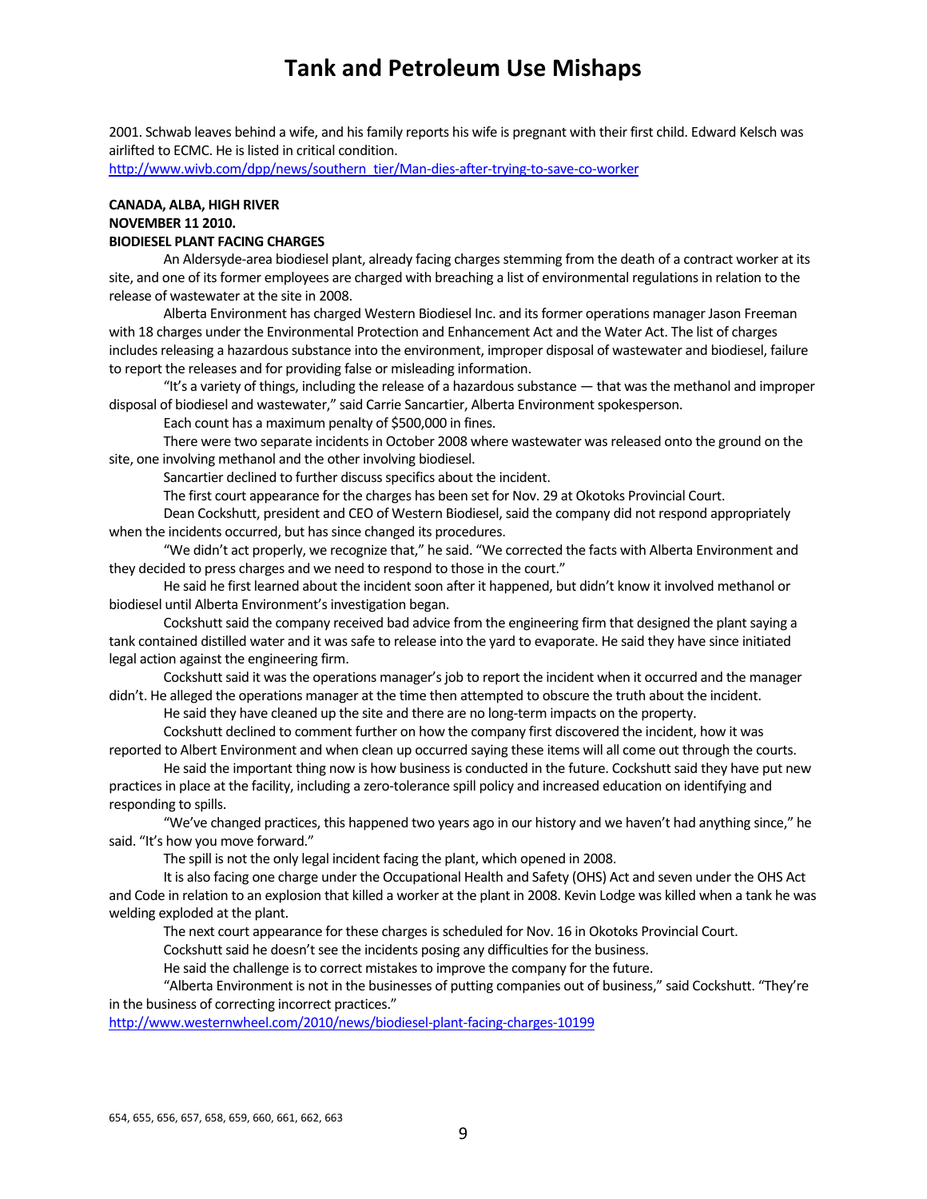2001. Schwab leaves behind a wife, and his family reports his wife is pregnant with their first child. Edward Kelsch was airlifted to ECMC. He is listed in critical condition.
http://www.wivb.com/dpp/news/southern_tier/Man-dies-after-trying-to-save-co-worker

**CANADA, ALBA, HIGH RIVER**
**NOVEMBER 11 2010.**
**BIODIESEL PLANT FACING CHARGES**

An Aldersyde-area biodiesel plant, already facing charges stemming from the death of a contract worker at its site, and one of its former employees are charged with breaching a list of environmental regulations in relation to the release of wastewater at the site in 2008.

Alberta Environment has charged Western Biodiesel Inc. and its former operations manager Jason Freeman with 18 charges under the Environmental Protection and Enhancement Act and the Water Act. The list of charges includes releasing a hazardous substance into the environment, improper disposal of wastewater and biodiesel, failure to report the releases and for providing false or misleading information.

"It's a variety of things, including the release of a hazardous substance — that was the methanol and improper disposal of biodiesel and wastewater," said Carrie Sancartier, Alberta Environment spokesperson.

Each count has a maximum penalty of $500,000 in fines.

There were two separate incidents in October 2008 where wastewater was released onto the ground on the site, one involving methanol and the other involving biodiesel.

Sancartier declined to further discuss specifics about the incident.

The first court appearance for the charges has been set for Nov. 29 at Okotoks Provincial Court.

Dean Cockshutt, president and CEO of Western Biodiesel, said the company did not respond appropriately when the incidents occurred, but has since changed its procedures.

"We didn't act properly, we recognize that," he said. "We corrected the facts with Alberta Environment and they decided to press charges and we need to respond to those in the court."

He said he first learned about the incident soon after it happened, but didn't know it involved methanol or biodiesel until Alberta Environment's investigation began.

Cockshutt said the company received bad advice from the engineering firm that designed the plant saying a tank contained distilled water and it was safe to release into the yard to evaporate. He said they have since initiated legal action against the engineering firm.

Cockshutt said it was the operations manager's job to report the incident when it occurred and the manager didn't. He alleged the operations manager at the time then attempted to obscure the truth about the incident.

He said they have cleaned up the site and there are no long-term impacts on the property.

Cockshutt declined to comment further on how the company first discovered the incident, how it was reported to Albert Environment and when clean up occurred saying these items will all come out through the courts.

He said the important thing now is how business is conducted in the future. Cockshutt said they have put new practices in place at the facility, including a zero-tolerance spill policy and increased education on identifying and responding to spills.

"We've changed practices, this happened two years ago in our history and we haven't had anything since," he said. "It's how you move forward."

The spill is not the only legal incident facing the plant, which opened in 2008.

It is also facing one charge under the Occupational Health and Safety (OHS) Act and seven under the OHS Act and Code in relation to an explosion that killed a worker at the plant in 2008. Kevin Lodge was killed when a tank he was welding exploded at the plant.

The next court appearance for these charges is scheduled for Nov. 16 in Okotoks Provincial Court.

Cockshutt said he doesn't see the incidents posing any difficulties for the business.

He said the challenge is to correct mistakes to improve the company for the future.

"Alberta Environment is not in the businesses of putting companies out of business," said Cockshutt. "They're in the business of correcting incorrect practices."
http://www.westernwheel.com/2010/news/biodiesel-plant-facing-charges-10199

654, 655, 656, 657, 658, 659, 660, 661, 662, 663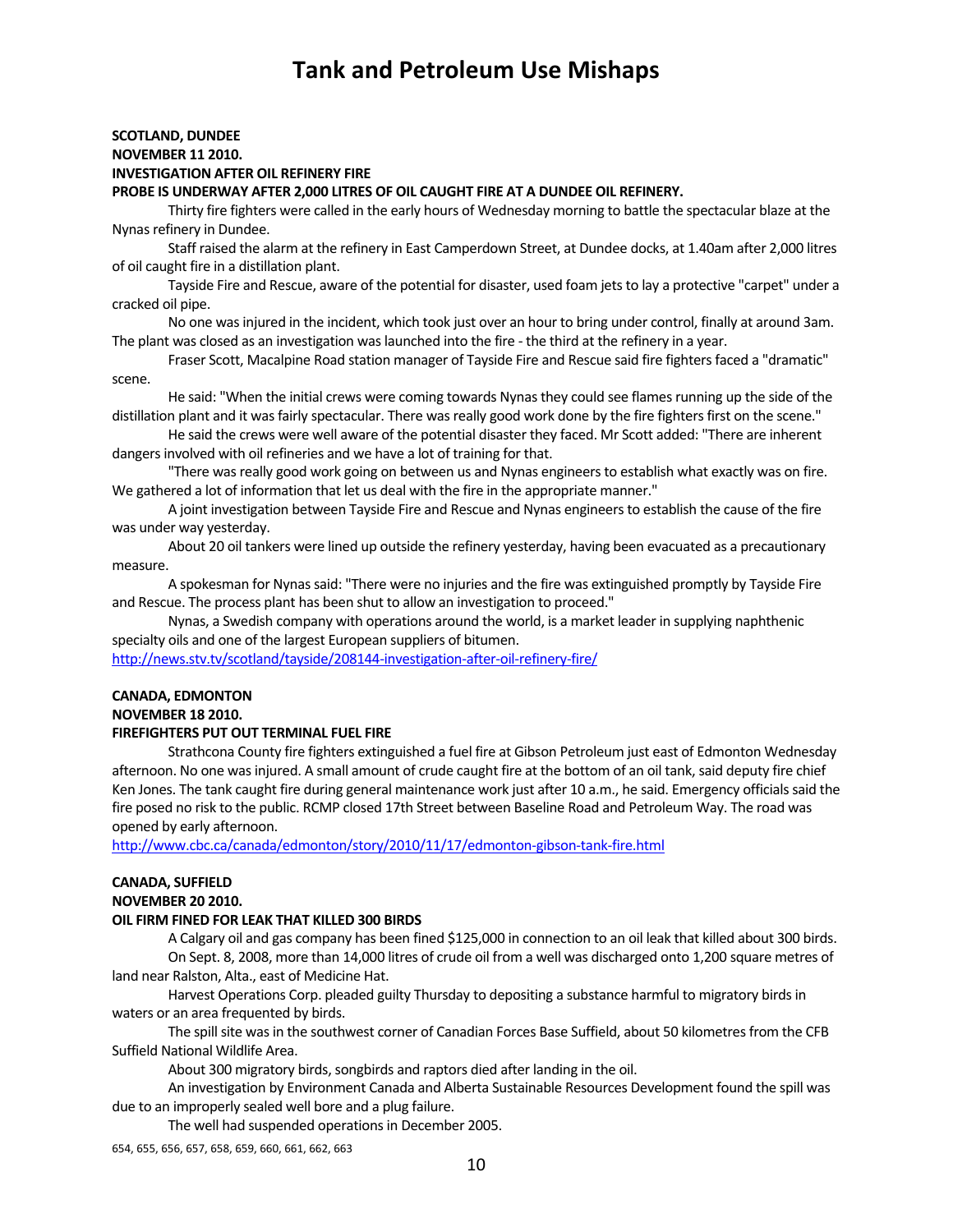# Tank and Petroleum Use Mishaps

**SCOTLAND, DUNDEE**
**NOVEMBER 11 2010.**
**INVESTIGATION AFTER OIL REFINERY FIRE**
**PROBE IS UNDERWAY AFTER 2,000 LITRES OF OIL CAUGHT FIRE AT A DUNDEE OIL REFINERY.**

Thirty fire fighters were called in the early hours of Wednesday morning to battle the spectacular blaze at the Nynas refinery in Dundee.

Staff raised the alarm at the refinery in East Camperdown Street, at Dundee docks, at 1.40am after 2,000 litres of oil caught fire in a distillation plant.

Tayside Fire and Rescue, aware of the potential for disaster, used foam jets to lay a protective "carpet" under a cracked oil pipe.

No one was injured in the incident, which took just over an hour to bring under control, finally at around 3am. The plant was closed as an investigation was launched into the fire - the third at the refinery in a year.

Fraser Scott, Macalpine Road station manager of Tayside Fire and Rescue said fire fighters faced a "dramatic" scene.

He said: "When the initial crews were coming towards Nynas they could see flames running up the side of the distillation plant and it was fairly spectacular. There was really good work done by the fire fighters first on the scene."

He said the crews were well aware of the potential disaster they faced. Mr Scott added: "There are inherent dangers involved with oil refineries and we have a lot of training for that.

"There was really good work going on between us and Nynas engineers to establish what exactly was on fire. We gathered a lot of information that let us deal with the fire in the appropriate manner."

A joint investigation between Tayside Fire and Rescue and Nynas engineers to establish the cause of the fire was under way yesterday.

About 20 oil tankers were lined up outside the refinery yesterday, having been evacuated as a precautionary measure.

A spokesman for Nynas said: "There were no injuries and the fire was extinguished promptly by Tayside Fire and Rescue. The process plant has been shut to allow an investigation to proceed."

Nynas, a Swedish company with operations around the world, is a market leader in supplying naphthenic specialty oils and one of the largest European suppliers of bitumen.

http://news.stv.tv/scotland/tayside/208144-investigation-after-oil-refinery-fire/

**CANADA, EDMONTON**
**NOVEMBER 18 2010.**
**FIREFIGHTERS PUT OUT TERMINAL FUEL FIRE**

Strathcona County fire fighters extinguished a fuel fire at Gibson Petroleum just east of Edmonton Wednesday afternoon. No one was injured. A small amount of crude caught fire at the bottom of an oil tank, said deputy fire chief Ken Jones. The tank caught fire during general maintenance work just after 10 a.m., he said. Emergency officials said the fire posed no risk to the public. RCMP closed 17th Street between Baseline Road and Petroleum Way. The road was opened by early afternoon.

http://www.cbc.ca/canada/edmonton/story/2010/11/17/edmonton-gibson-tank-fire.html

**CANADA, SUFFIELD**
**NOVEMBER 20 2010.**
**OIL FIRM FINED FOR LEAK THAT KILLED 300 BIRDS**

A Calgary oil and gas company has been fined $125,000 in connection to an oil leak that killed about 300 birds.

On Sept. 8, 2008, more than 14,000 litres of crude oil from a well was discharged onto 1,200 square metres of land near Ralston, Alta., east of Medicine Hat.

Harvest Operations Corp. pleaded guilty Thursday to depositing a substance harmful to migratory birds in waters or an area frequented by birds.

The spill site was in the southwest corner of Canadian Forces Base Suffield, about 50 kilometres from the CFB Suffield National Wildlife Area.

About 300 migratory birds, songbirds and raptors died after landing in the oil.

An investigation by Environment Canada and Alberta Sustainable Resources Development found the spill was due to an improperly sealed well bore and a plug failure.

The well had suspended operations in December 2005.

654, 655, 656, 657, 658, 659, 660, 661, 662, 663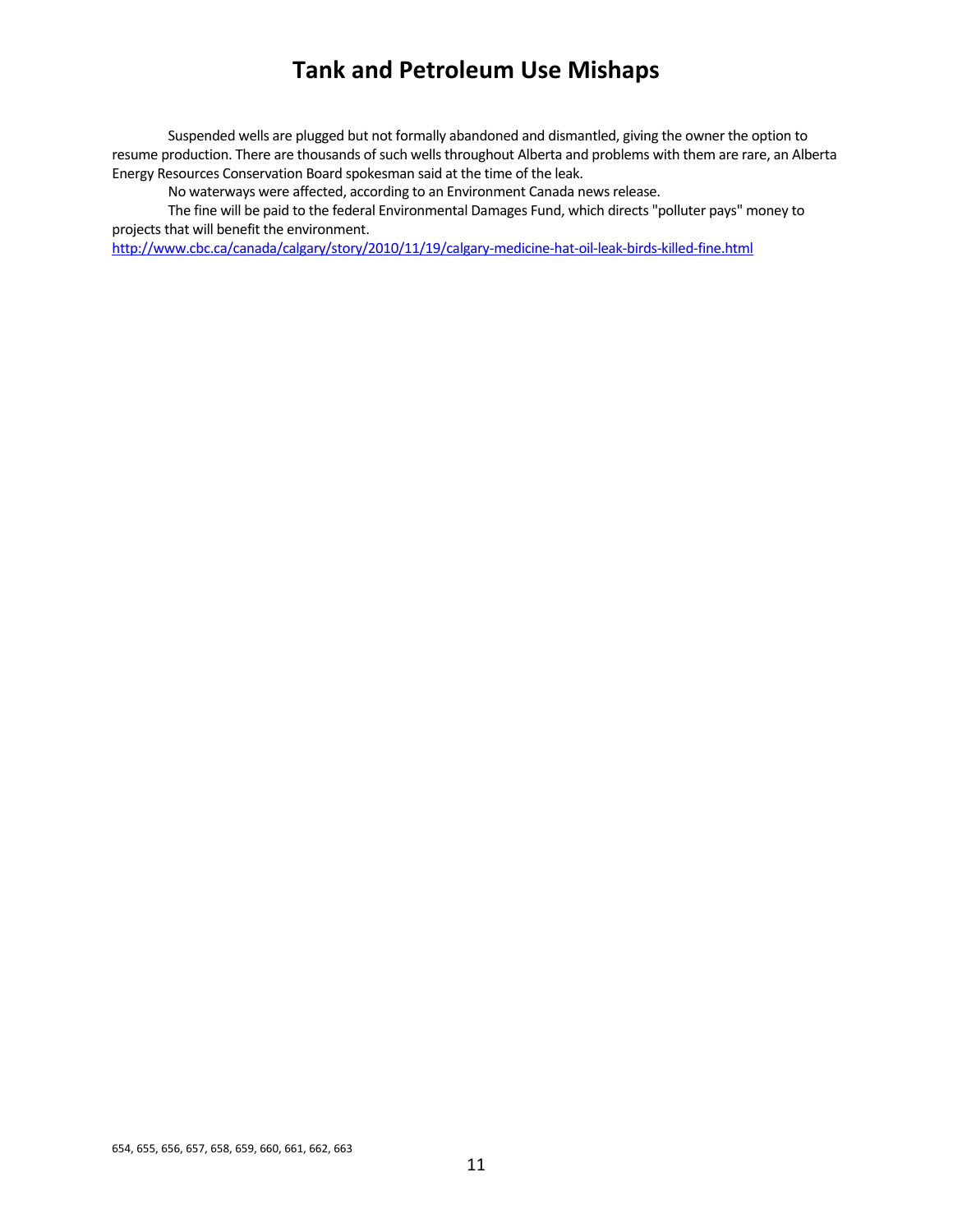# Tank and Petroleum Use Mishaps

Suspended wells are plugged but not formally abandoned and dismantled, giving the owner the option to resume production. There are thousands of such wells throughout Alberta and problems with them are rare, an Alberta Energy Resources Conservation Board spokesman said at the time of the leak.

No waterways were affected, according to an Environment Canada news release.

The fine will be paid to the federal Environmental Damages Fund, which directs "polluter pays" money to projects that will benefit the environment.

http://www.cbc.ca/canada/calgary/story/2010/11/19/calgary-medicine-hat-oil-leak-birds-killed-fine.html